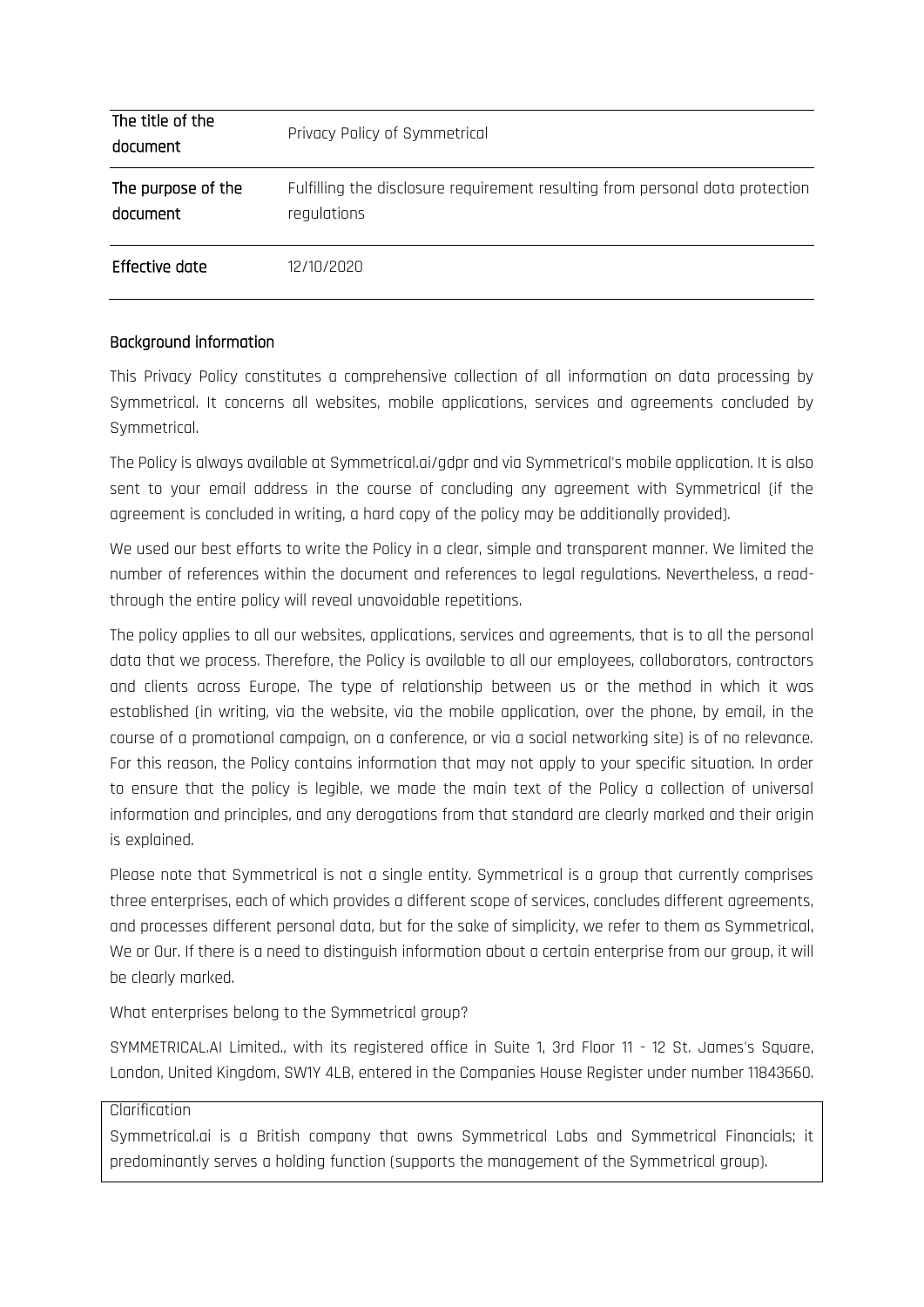| The title of the document | Privacy Policy of Symmetrical |
|---|---|
| The purpose of the document | Fulfilling the disclosure requirement resulting from personal data protection regulations |
| Effective date | 12/10/2020 |

## Background information

This Privacy Policy constitutes a comprehensive collection of all information on data processing by Symmetrical. It concerns all websites, mobile applications, services and agreements concluded by Symmetrical.

The Policy is always available at Symmetrical.ai/gdpr and via Symmetrical's mobile application. It is also sent to your email address in the course of concluding any agreement with Symmetrical (if the agreement is concluded in writing, a hard copy of the policy may be additionally provided).

We used our best efforts to write the Policy in a clear, simple and transparent manner. We limited the number of references within the document and references to legal regulations. Nevertheless, a read-through the entire policy will reveal unavoidable repetitions.

The policy applies to all our websites, applications, services and agreements, that is to all the personal data that we process. Therefore, the Policy is available to all our employees, collaborators, contractors and clients across Europe. The type of relationship between us or the method in which it was established (in writing, via the website, via the mobile application, over the phone, by email, in the course of a promotional campaign, on a conference, or via a social networking site) is of no relevance. For this reason, the Policy contains information that may not apply to your specific situation. In order to ensure that the policy is legible, we made the main text of the Policy a collection of universal information and principles, and any derogations from that standard are clearly marked and their origin is explained.

Please note that Symmetrical is not a single entity. Symmetrical is a group that currently comprises three enterprises, each of which provides a different scope of services, concludes different agreements, and processes different personal data, but for the sake of simplicity, we refer to them as Symmetrical, We or Our. If there is a need to distinguish information about a certain enterprise from our group, it will be clearly marked.

What enterprises belong to the Symmetrical group?

SYMMETRICAL.AI Limited., with its registered office in Suite 1, 3rd Floor 11 - 12 St. James's Square, London, United Kingdom, SW1Y 4LB, entered in the Companies House Register under number 11843660.

| Clarification |
|---|
| Symmetrical.ai is a British company that owns Symmetrical Labs and Symmetrical Financials; it predominantly serves a holding function (supports the management of the Symmetrical group). |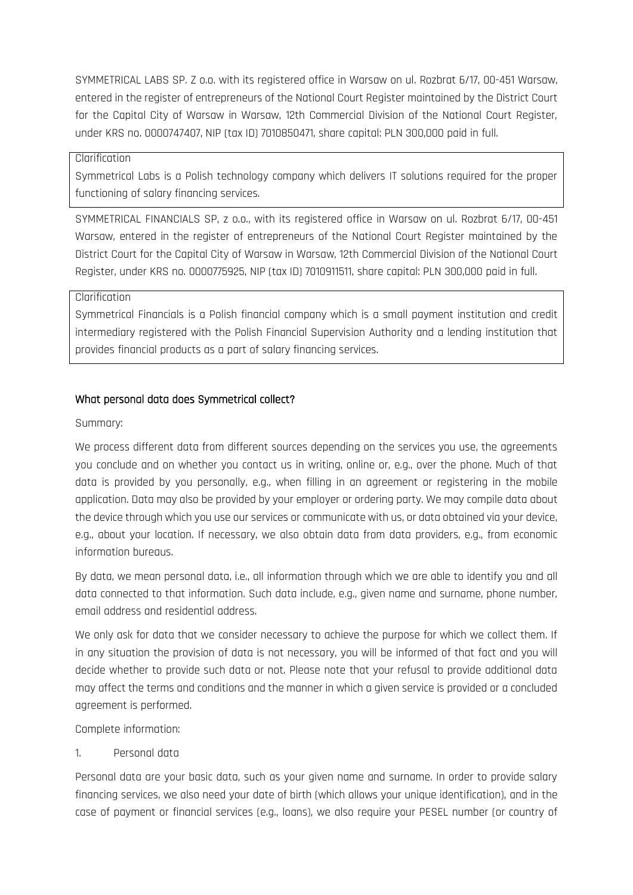SYMMETRICAL LABS SP. Z o.o. with its registered office in Warsaw on ul. Rozbrat 6/17, 00-451 Warsaw, entered in the register of entrepreneurs of the National Court Register maintained by the District Court for the Capital City of Warsaw in Warsaw, 12th Commercial Division of the National Court Register, under KRS no. 0000747407, NIP (tax ID) 7010850471, share capital: PLN 300,000 paid in full.

> Clarification
>
> Symmetrical Labs is a Polish technology company which delivers IT solutions required for the proper functioning of salary financing services.

SYMMETRICAL FINANCIALS SP, z o.o., with its registered office in Warsaw on ul. Rozbrat 6/17, 00-451 Warsaw, entered in the register of entrepreneurs of the National Court Register maintained by the District Court for the Capital City of Warsaw in Warsaw, 12th Commercial Division of the National Court Register, under KRS no. 0000775925, NIP (tax ID) 7010911511, share capital: PLN 300,000 paid in full.

> Clarification
>
> Symmetrical Financials is a Polish financial company which is a small payment institution and credit intermediary registered with the Polish Financial Supervision Authority and a lending institution that provides financial products as a part of salary financing services.

## What personal data does Symmetrical collect?

Summary:

We process different data from different sources depending on the services you use, the agreements you conclude and on whether you contact us in writing, online or, e.g., over the phone. Much of that data is provided by you personally, e.g., when filling in an agreement or registering in the mobile application. Data may also be provided by your employer or ordering party. We may compile data about the device through which you use our services or communicate with us, or data obtained via your device, e.g., about your location. If necessary, we also obtain data from data providers, e.g., from economic information bureaus.

By data, we mean personal data, i.e., all information through which we are able to identify you and all data connected to that information. Such data include, e.g., given name and surname, phone number, email address and residential address.

We only ask for data that we consider necessary to achieve the purpose for which we collect them. If in any situation the provision of data is not necessary, you will be informed of that fact and you will decide whether to provide such data or not. Please note that your refusal to provide additional data may affect the terms and conditions and the manner in which a given service is provided or a concluded agreement is performed.

Complete information:

1. Personal data

Personal data are your basic data, such as your given name and surname. In order to provide salary financing services, we also need your date of birth (which allows your unique identification), and in the case of payment or financial services (e.g., loans), we also require your PESEL number (or country of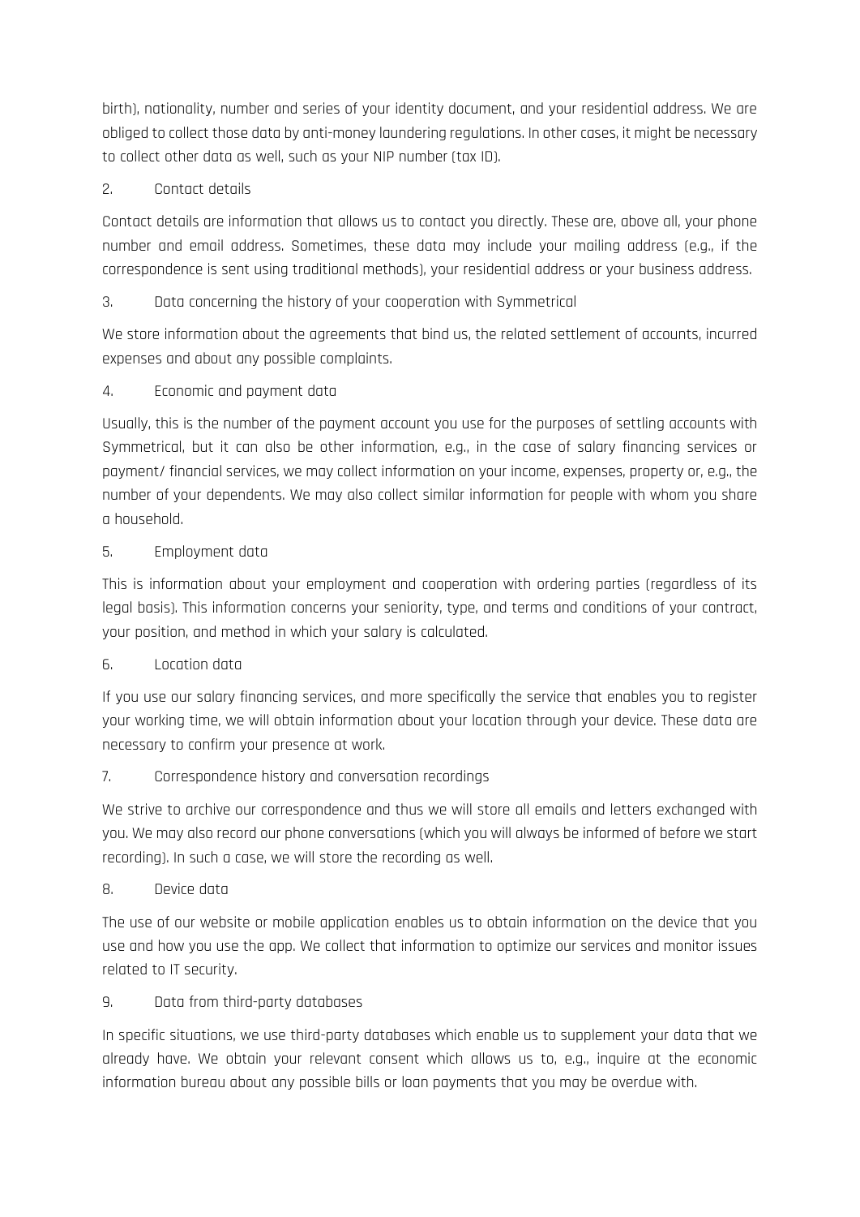birth), nationality, number and series of your identity document, and your residential address. We are obliged to collect those data by anti-money laundering regulations. In other cases, it might be necessary to collect other data as well, such as your NIP number (tax ID).

2. Contact details

Contact details are information that allows us to contact you directly. These are, above all, your phone number and email address. Sometimes, these data may include your mailing address (e.g., if the correspondence is sent using traditional methods), your residential address or your business address.

3. Data concerning the history of your cooperation with Symmetrical

We store information about the agreements that bind us, the related settlement of accounts, incurred expenses and about any possible complaints.

4. Economic and payment data

Usually, this is the number of the payment account you use for the purposes of settling accounts with Symmetrical, but it can also be other information, e.g., in the case of salary financing services or payment/ financial services, we may collect information on your income, expenses, property or, e.g., the number of your dependents. We may also collect similar information for people with whom you share a household.

5. Employment data

This is information about your employment and cooperation with ordering parties (regardless of its legal basis). This information concerns your seniority, type, and terms and conditions of your contract, your position, and method in which your salary is calculated.

6. Location data

If you use our salary financing services, and more specifically the service that enables you to register your working time, we will obtain information about your location through your device. These data are necessary to confirm your presence at work.

7. Correspondence history and conversation recordings

We strive to archive our correspondence and thus we will store all emails and letters exchanged with you. We may also record our phone conversations (which you will always be informed of before we start recording). In such a case, we will store the recording as well.

8. Device data

The use of our website or mobile application enables us to obtain information on the device that you use and how you use the app. We collect that information to optimize our services and monitor issues related to IT security.

9. Data from third-party databases

In specific situations, we use third-party databases which enable us to supplement your data that we already have. We obtain your relevant consent which allows us to, e.g., inquire at the economic information bureau about any possible bills or loan payments that you may be overdue with.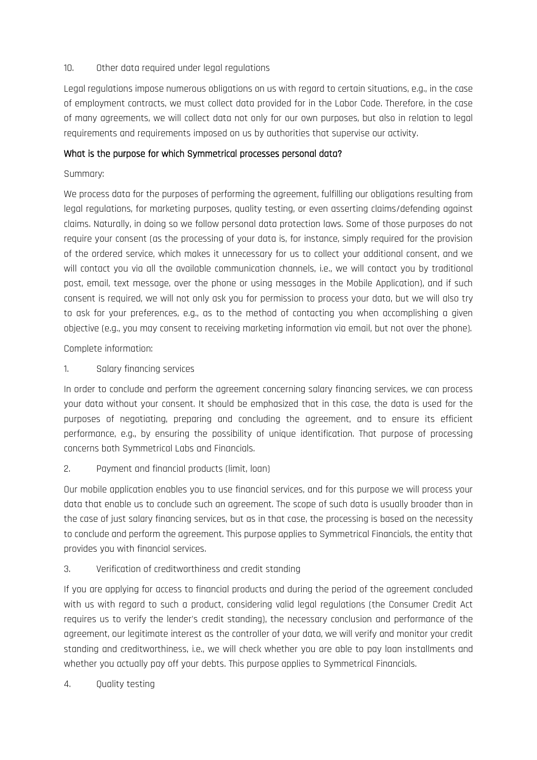10. Other data required under legal regulations

Legal regulations impose numerous obligations on us with regard to certain situations, e.g., in the case of employment contracts, we must collect data provided for in the Labor Code. Therefore, in the case of many agreements, we will collect data not only for our own purposes, but also in relation to legal requirements and requirements imposed on us by authorities that supervise our activity.

### What is the purpose for which Symmetrical processes personal data?

Summary:

We process data for the purposes of performing the agreement, fulfilling our obligations resulting from legal regulations, for marketing purposes, quality testing, or even asserting claims/defending against claims. Naturally, in doing so we follow personal data protection laws. Some of those purposes do not require your consent (as the processing of your data is, for instance, simply required for the provision of the ordered service, which makes it unnecessary for us to collect your additional consent, and we will contact you via all the available communication channels, i.e., we will contact you by traditional post, email, text message, over the phone or using messages in the Mobile Application), and if such consent is required, we will not only ask you for permission to process your data, but we will also try to ask for your preferences, e.g., as to the method of contacting you when accomplishing a given objective (e.g., you may consent to receiving marketing information via email, but not over the phone).

Complete information:

1. Salary financing services

In order to conclude and perform the agreement concerning salary financing services, we can process your data without your consent. It should be emphasized that in this case, the data is used for the purposes of negotiating, preparing and concluding the agreement, and to ensure its efficient performance, e.g., by ensuring the possibility of unique identification. That purpose of processing concerns both Symmetrical Labs and Financials.

2. Payment and financial products (limit, loan)

Our mobile application enables you to use financial services, and for this purpose we will process your data that enable us to conclude such an agreement. The scope of such data is usually broader than in the case of just salary financing services, but as in that case, the processing is based on the necessity to conclude and perform the agreement. This purpose applies to Symmetrical Financials, the entity that provides you with financial services.

3. Verification of creditworthiness and credit standing

If you are applying for access to financial products and during the period of the agreement concluded with us with regard to such a product, considering valid legal regulations (the Consumer Credit Act requires us to verify the lender's credit standing), the necessary conclusion and performance of the agreement, our legitimate interest as the controller of your data, we will verify and monitor your credit standing and creditworthiness, i.e., we will check whether you are able to pay loan installments and whether you actually pay off your debts. This purpose applies to Symmetrical Financials.

4. Quality testing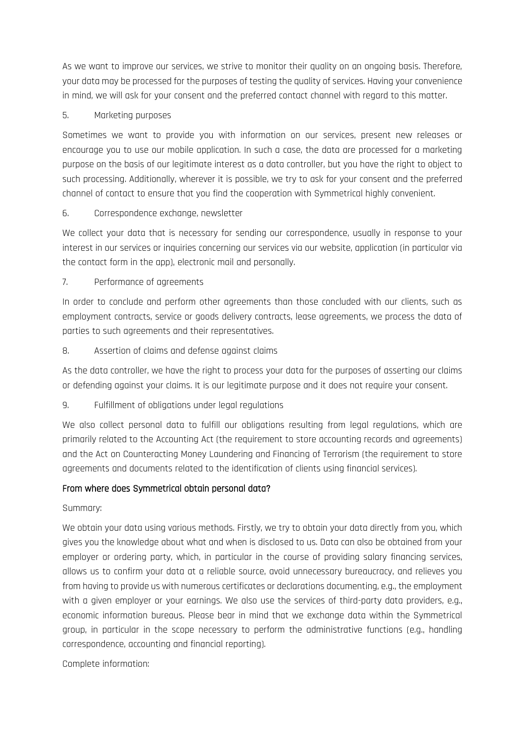As we want to improve our services, we strive to monitor their quality on an ongoing basis. Therefore, your data may be processed for the purposes of testing the quality of services. Having your convenience in mind, we will ask for your consent and the preferred contact channel with regard to this matter.

5. Marketing purposes

Sometimes we want to provide you with information on our services, present new releases or encourage you to use our mobile application. In such a case, the data are processed for a marketing purpose on the basis of our legitimate interest as a data controller, but you have the right to object to such processing. Additionally, wherever it is possible, we try to ask for your consent and the preferred channel of contact to ensure that you find the cooperation with Symmetrical highly convenient.

6. Correspondence exchange, newsletter

We collect your data that is necessary for sending our correspondence, usually in response to your interest in our services or inquiries concerning our services via our website, application (in particular via the contact form in the app), electronic mail and personally.

7. Performance of agreements

In order to conclude and perform other agreements than those concluded with our clients, such as employment contracts, service or goods delivery contracts, lease agreements, we process the data of parties to such agreements and their representatives.

8. Assertion of claims and defense against claims

As the data controller, we have the right to process your data for the purposes of asserting our claims or defending against your claims. It is our legitimate purpose and it does not require your consent.

9. Fulfillment of obligations under legal regulations

We also collect personal data to fulfill our obligations resulting from legal regulations, which are primarily related to the Accounting Act (the requirement to store accounting records and agreements) and the Act on Counteracting Money Laundering and Financing of Terrorism (the requirement to store agreements and documents related to the identification of clients using financial services).

## From where does Symmetrical obtain personal data?

Summary:

We obtain your data using various methods. Firstly, we try to obtain your data directly from you, which gives you the knowledge about what and when is disclosed to us. Data can also be obtained from your employer or ordering party, which, in particular in the course of providing salary financing services, allows us to confirm your data at a reliable source, avoid unnecessary bureaucracy, and relieves you from having to provide us with numerous certificates or declarations documenting, e.g., the employment with a given employer or your earnings. We also use the services of third-party data providers, e.g., economic information bureaus. Please bear in mind that we exchange data within the Symmetrical group, in particular in the scope necessary to perform the administrative functions (e.g., handling correspondence, accounting and financial reporting).

Complete information: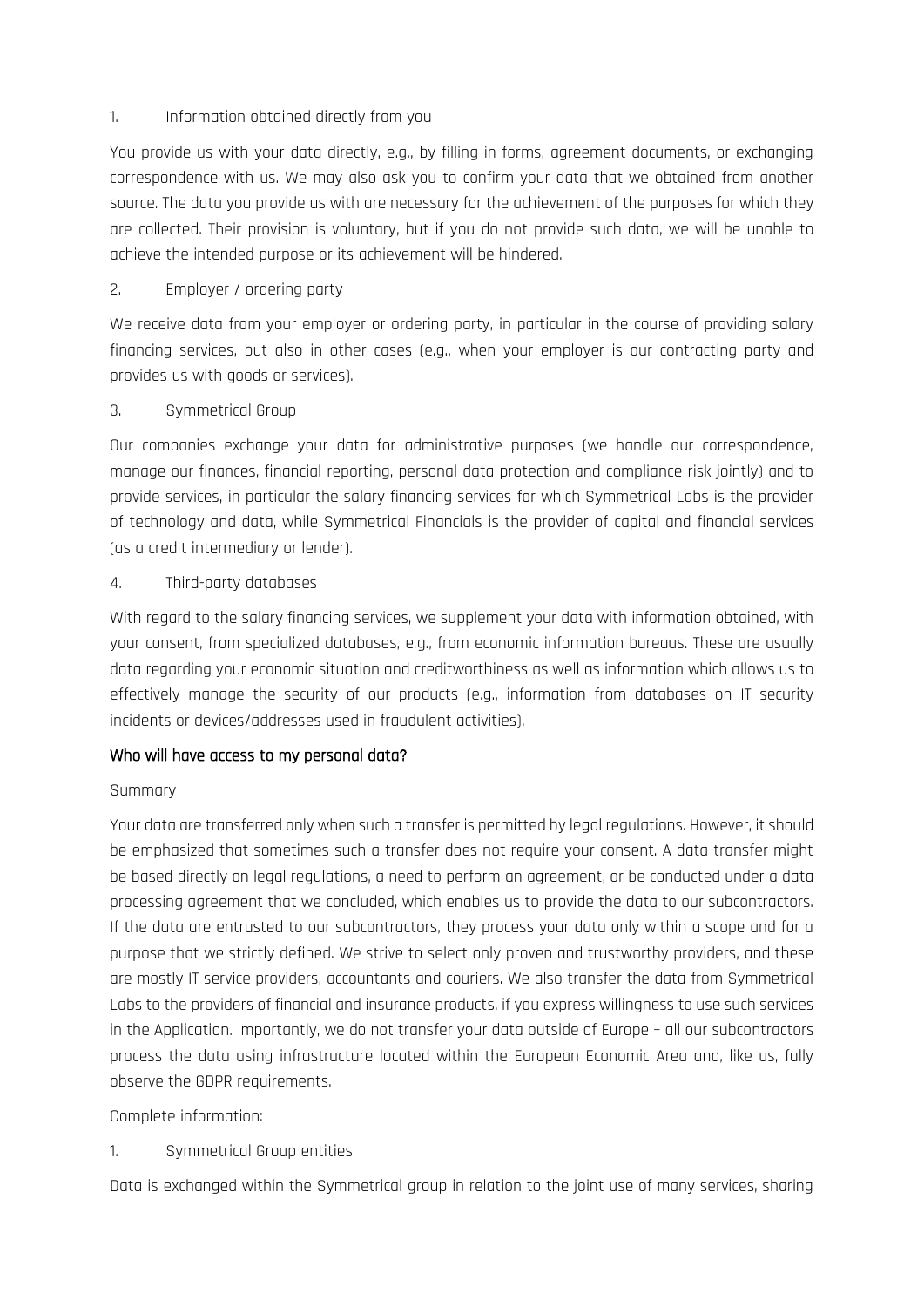1. Information obtained directly from you

You provide us with your data directly, e.g., by filling in forms, agreement documents, or exchanging correspondence with us. We may also ask you to confirm your data that we obtained from another source. The data you provide us with are necessary for the achievement of the purposes for which they are collected. Their provision is voluntary, but if you do not provide such data, we will be unable to achieve the intended purpose or its achievement will be hindered.

2. Employer / ordering party

We receive data from your employer or ordering party, in particular in the course of providing salary financing services, but also in other cases (e.g., when your employer is our contracting party and provides us with goods or services).

3. Symmetrical Group

Our companies exchange your data for administrative purposes (we handle our correspondence, manage our finances, financial reporting, personal data protection and compliance risk jointly) and to provide services, in particular the salary financing services for which Symmetrical Labs is the provider of technology and data, while Symmetrical Financials is the provider of capital and financial services (as a credit intermediary or lender).

4. Third-party databases

With regard to the salary financing services, we supplement your data with information obtained, with your consent, from specialized databases, e.g., from economic information bureaus. These are usually data regarding your economic situation and creditworthiness as well as information which allows us to effectively manage the security of our products (e.g., information from databases on IT security incidents or devices/addresses used in fraudulent activities).

## Who will have access to my personal data?

Summary

Your data are transferred only when such a transfer is permitted by legal regulations. However, it should be emphasized that sometimes such a transfer does not require your consent. A data transfer might be based directly on legal regulations, a need to perform an agreement, or be conducted under a data processing agreement that we concluded, which enables us to provide the data to our subcontractors. If the data are entrusted to our subcontractors, they process your data only within a scope and for a purpose that we strictly defined. We strive to select only proven and trustworthy providers, and these are mostly IT service providers, accountants and couriers. We also transfer the data from Symmetrical Labs to the providers of financial and insurance products, if you express willingness to use such services in the Application. Importantly, we do not transfer your data outside of Europe – all our subcontractors process the data using infrastructure located within the European Economic Area and, like us, fully observe the GDPR requirements.

Complete information:

1. Symmetrical Group entities

Data is exchanged within the Symmetrical group in relation to the joint use of many services, sharing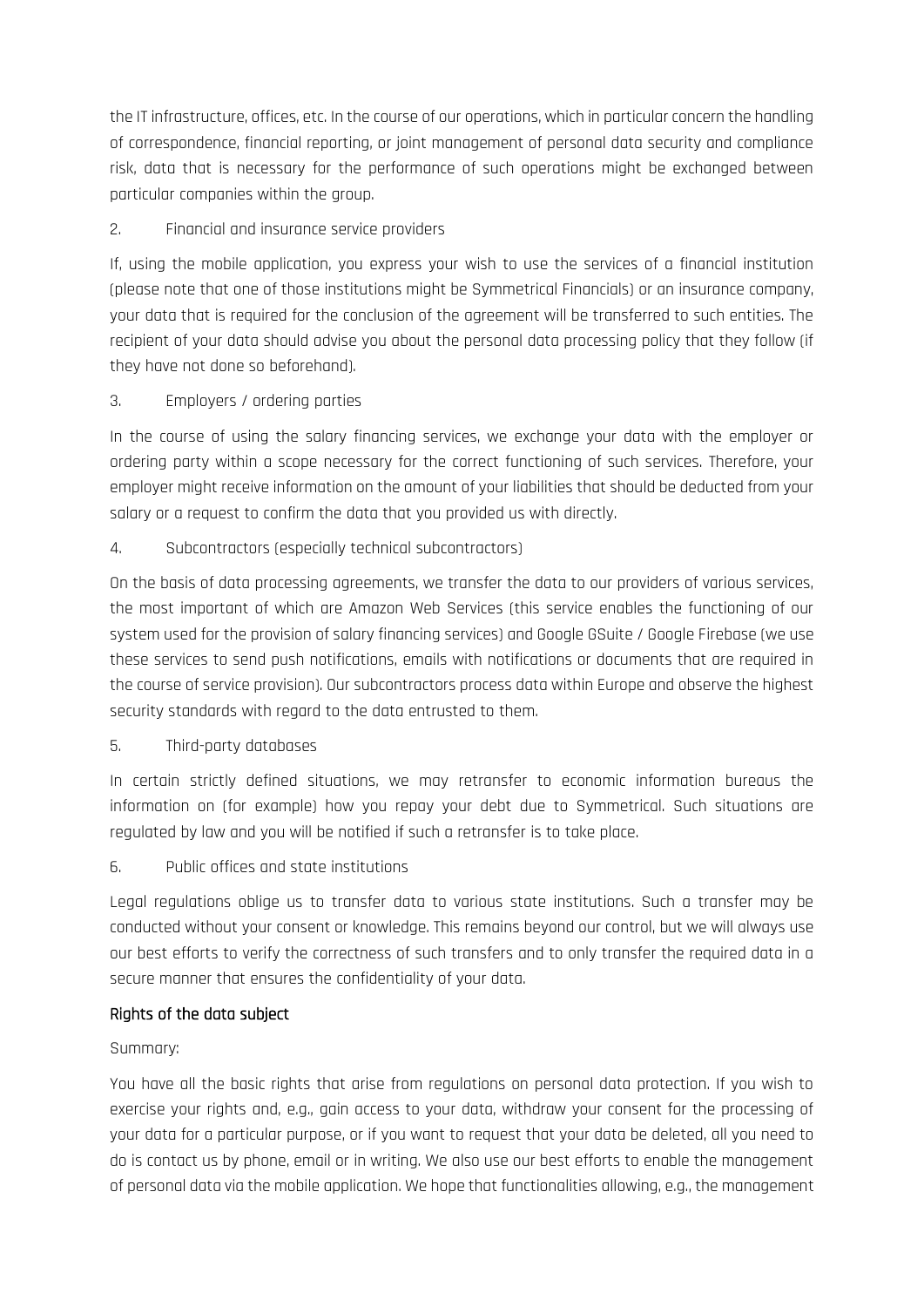the IT infrastructure, offices, etc. In the course of our operations, which in particular concern the handling of correspondence, financial reporting, or joint management of personal data security and compliance risk, data that is necessary for the performance of such operations might be exchanged between particular companies within the group.

2. Financial and insurance service providers

If, using the mobile application, you express your wish to use the services of a financial institution (please note that one of those institutions might be Symmetrical Financials) or an insurance company, your data that is required for the conclusion of the agreement will be transferred to such entities. The recipient of your data should advise you about the personal data processing policy that they follow (if they have not done so beforehand).

3. Employers / ordering parties

In the course of using the salary financing services, we exchange your data with the employer or ordering party within a scope necessary for the correct functioning of such services. Therefore, your employer might receive information on the amount of your liabilities that should be deducted from your salary or a request to confirm the data that you provided us with directly.

4. Subcontractors (especially technical subcontractors)

On the basis of data processing agreements, we transfer the data to our providers of various services, the most important of which are Amazon Web Services (this service enables the functioning of our system used for the provision of salary financing services) and Google GSuite / Google Firebase (we use these services to send push notifications, emails with notifications or documents that are required in the course of service provision). Our subcontractors process data within Europe and observe the highest security standards with regard to the data entrusted to them.

5. Third-party databases

In certain strictly defined situations, we may retransfer to economic information bureaus the information on (for example) how you repay your debt due to Symmetrical. Such situations are regulated by law and you will be notified if such a retransfer is to take place.

6. Public offices and state institutions

Legal regulations oblige us to transfer data to various state institutions. Such a transfer may be conducted without your consent or knowledge. This remains beyond our control, but we will always use our best efforts to verify the correctness of such transfers and to only transfer the required data in a secure manner that ensures the confidentiality of your data.

## Rights of the data subject

Summary:

You have all the basic rights that arise from regulations on personal data protection. If you wish to exercise your rights and, e.g., gain access to your data, withdraw your consent for the processing of your data for a particular purpose, or if you want to request that your data be deleted, all you need to do is contact us by phone, email or in writing. We also use our best efforts to enable the management of personal data via the mobile application. We hope that functionalities allowing, e.g., the management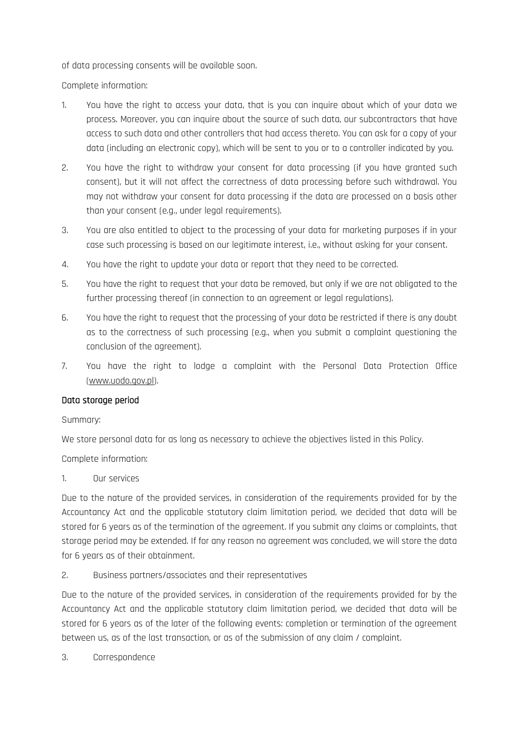of data processing consents will be available soon.

Complete information:

1. You have the right to access your data, that is you can inquire about which of your data we process. Moreover, you can inquire about the source of such data, our subcontractors that have access to such data and other controllers that had access thereto. You can ask for a copy of your data (including an electronic copy), which will be sent to you or to a controller indicated by you.
2. You have the right to withdraw your consent for data processing (if you have granted such consent), but it will not affect the correctness of data processing before such withdrawal. You may not withdraw your consent for data processing if the data are processed on a basis other than your consent (e.g., under legal requirements).
3. You are also entitled to object to the processing of your data for marketing purposes if in your case such processing is based on our legitimate interest, i.e., without asking for your consent.
4. You have the right to update your data or report that they need to be corrected.
5. You have the right to request that your data be removed, but only if we are not obligated to the further processing thereof (in connection to an agreement or legal regulations).
6. You have the right to request that the processing of your data be restricted if there is any doubt as to the correctness of such processing (e.g., when you submit a complaint questioning the conclusion of the agreement).
7. You have the right to lodge a complaint with the Personal Data Protection Office (www.uodo.gov.pl).

**Data storage period**

Summary:

We store personal data for as long as necessary to achieve the objectives listed in this Policy.

Complete information:

1. Our services

Due to the nature of the provided services, in consideration of the requirements provided for by the Accountancy Act and the applicable statutory claim limitation period, we decided that data will be stored for 6 years as of the termination of the agreement. If you submit any claims or complaints, that storage period may be extended. If for any reason no agreement was concluded, we will store the data for 6 years as of their obtainment.

2. Business partners/associates and their representatives

Due to the nature of the provided services, in consideration of the requirements provided for by the Accountancy Act and the applicable statutory claim limitation period, we decided that data will be stored for 6 years as of the later of the following events: completion or termination of the agreement between us, as of the last transaction, or as of the submission of any claim / complaint.

3. Correspondence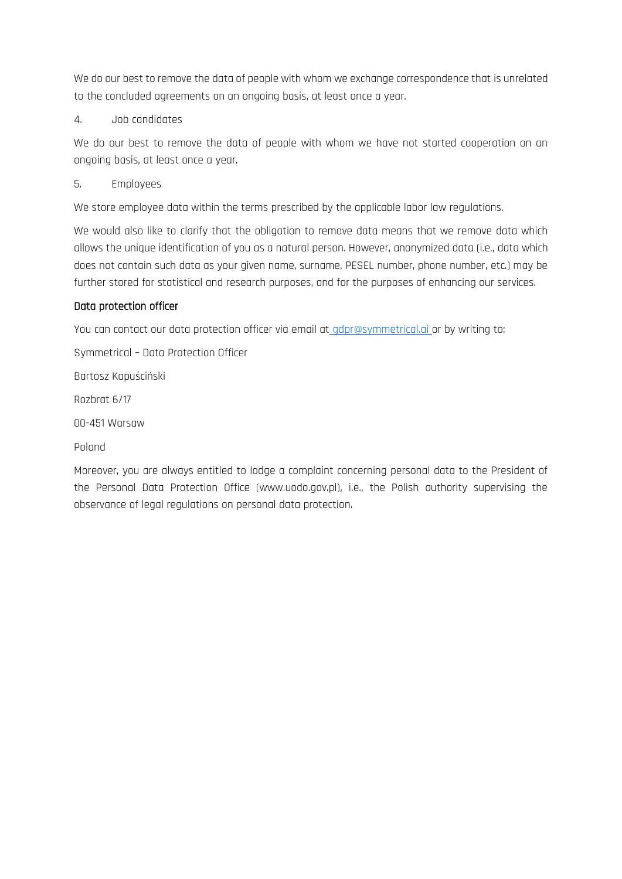We do our best to remove the data of people with whom we exchange correspondence that is unrelated to the concluded agreements on an ongoing basis, at least once a year.

4. Job candidates

We do our best to remove the data of people with whom we have not started cooperation on an ongoing basis, at least once a year.

5. Employees

We store employee data within the terms prescribed by the applicable labor law regulations.

We would also like to clarify that the obligation to remove data means that we remove data which allows the unique identification of you as a natural person. However, anonymized data (i.e., data which does not contain such data as your given name, surname, PESEL number, phone number, etc.) may be further stored for statistical and research purposes, and for the purposes of enhancing our services.

## Data protection officer

You can contact our data protection officer via email at gdpr@symmetrical.ai or by writing to:

Symmetrical – Data Protection Officer

Bartosz Kapuściński

Rozbrat 6/17

00-451 Warsaw

Poland

Moreover, you are always entitled to lodge a complaint concerning personal data to the President of the Personal Data Protection Office (www.uodo.gov.pl), i.e., the Polish authority supervising the observance of legal regulations on personal data protection.